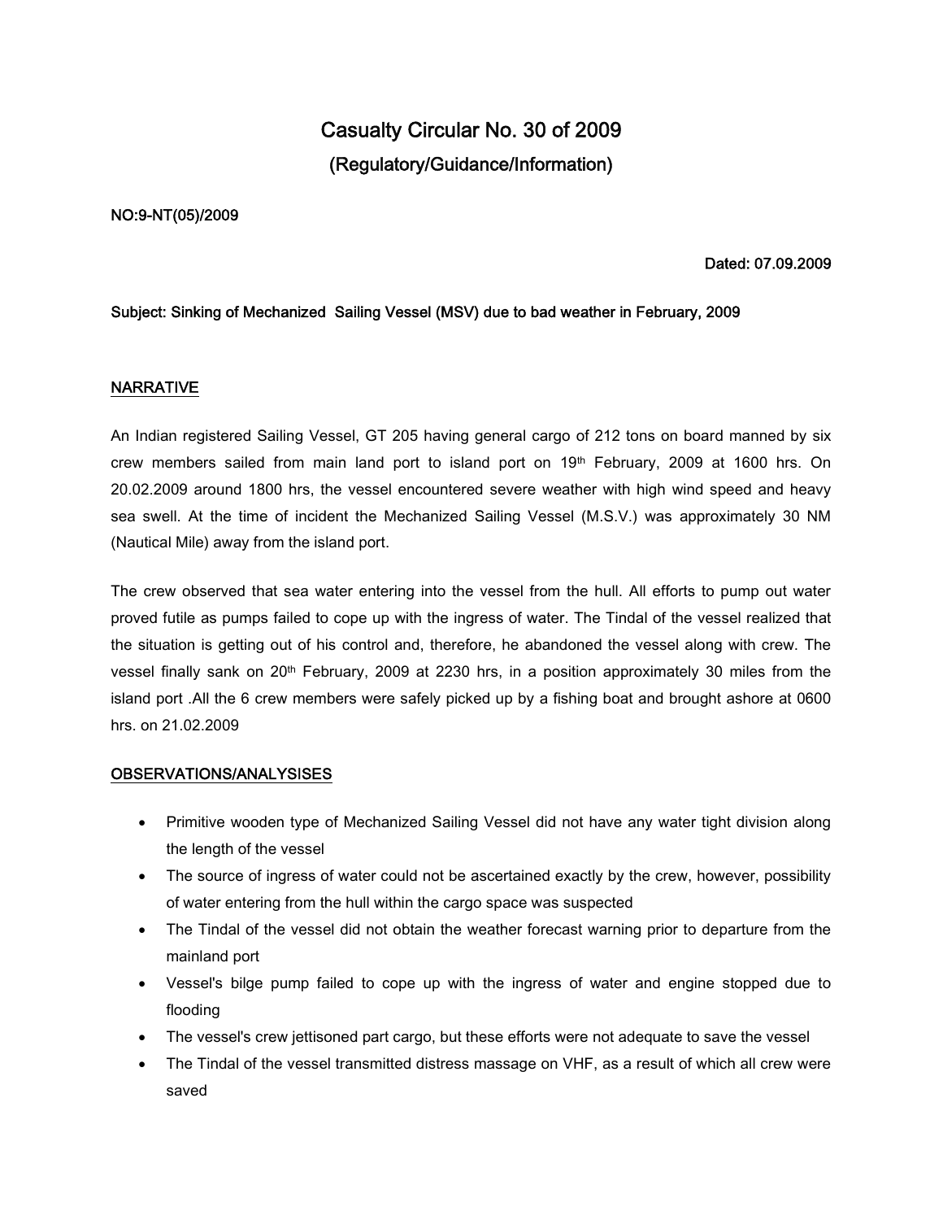# Casualty Circular No. 30 of 2009

## (Regulatory/Guidance/Information)

**NO:9-NT(05)/2009**

**Dated: 07.09.2009**

**Subject: Sinking of Mechanized Sailing Vessel (MSV) due to bad weather in February, 2009**

## NARRATIVE

An Indian registered Sailing Vessel, GT 205 having general cargo of 212 tons on board manned by six crew members sailed from main land port to island port on 19th February, 2009 at 1600 hrs. On 20.02.2009 around 1800 hrs, the vessel encountered severe weather with high wind speed and heavy sea swell. At the time of incident the Mechanized Sailing Vessel (M.S.V.) was approximately 30 NM (Nautical Mile) away from the island port.

The crew observed that sea water entering into the vessel from the hull. All efforts to pump out water proved futile as pumps failed to cope up with the ingress of water. The Tindal of the vessel realized that the situation is getting out of his control and, therefore, he abandoned the vessel along with crew. The vessel finally sank on 20th February, 2009 at 2230 hrs, in a position approximately 30 miles from the island port .All the 6 crew members were safely picked up by a fishing boat and brought ashore at 0600 hrs. on 21.02.2009

## OBSERVATIONS/ANALYSISES

- Primitive wooden type of Mechanized Sailing Vessel did not have any water tight division along the length of the vessel
- The source of ingress of water could not be ascertained exactly by the crew, however, possibility of water entering from the hull within the cargo space was suspected
- The Tindal of the vessel did not obtain the weather forecast warning prior to departure from the mainland port
- Vessel's bilge pump failed to cope up with the ingress of water and engine stopped due to flooding
- The vessel's crew jettisoned part cargo, but these efforts were not adequate to save the vessel
- The Tindal of the vessel transmitted distress massage on VHF, as a result of which all crew were saved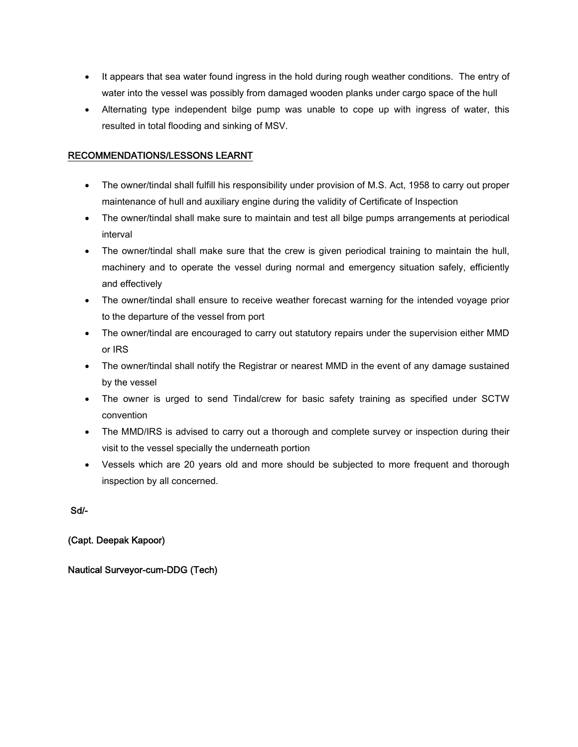- It appears that sea water found ingress in the hold during rough weather conditions. The entry of water into the vessel was possibly from damaged wooden planks under cargo space of the hull
- Alternating type independent bilge pump was unable to cope up with ingress of water, this resulted in total flooding and sinking of MSV.

## RECOMMENDATIONS/LESSONS LEARNT

- The owner/tindal shall fulfill his responsibility under provision of M.S. Act, 1958 to carry out proper maintenance of hull and auxiliary engine during the validity of Certificate of Inspection
- The owner/tindal shall make sure to maintain and test all bilge pumps arrangements at periodical interval
- The owner/tindal shall make sure that the crew is given periodical training to maintain the hull, machinery and to operate the vessel during normal and emergency situation safely, efficiently and effectively
- The owner/tindal shall ensure to receive weather forecast warning for the intended voyage prior to the departure of the vessel from port
- The owner/tindal are encouraged to carry out statutory repairs under the supervision either MMD or IRS
- The owner/tindal shall notify the Registrar or nearest MMD in the event of any damage sustained by the vessel
- The owner is urged to send Tindal/crew for basic safety training as specified under SCTW convention
- The MMD/IRS is advised to carry out a thorough and complete survey or inspection during their visit to the vessel specially the underneath portion
- Vessels which are 20 years old and more should be subjected to more frequent and thorough inspection by all concerned.

Sd/-

(Capt. Deepak Kapoor)

Nautical Surveyor-cum-DDG (Tech)